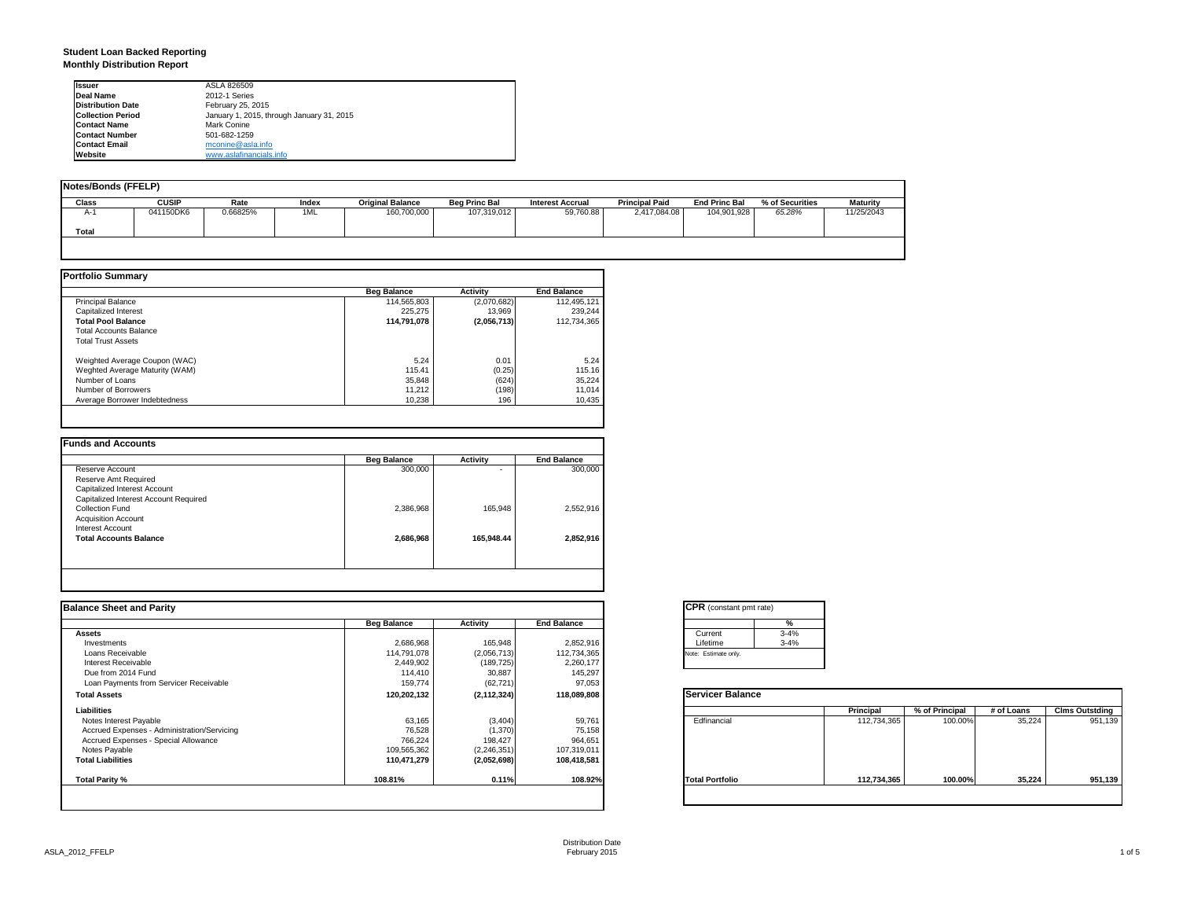**Student Loan Backed Reporting**
**Monthly Distribution Report**

| | |
|---|---|
| **Issuer** | ASLA 826509 |
| **Deal Name** | 2012-1 Series |
| **Distribution Date** | February 25, 2015 |
| **Collection Period** | January 1, 2015, through January 31, 2015 |
| **Contact Name** | Mark Conine |
| **Contact Number** | 501-682-1259 |
| **Contact Email** | mconine@asla.info |
| **Website** | www.aslafinancials.info |

## Notes/Bonds (FFELP)

| Class | CUSIP | Rate | Index | Original Balance | Beg Princ Bal | Interest Accrual | Principal Paid | End Princ Bal | % of Securities | Maturity |
|---|---|---|---|---|---|---|---|---|---|---|
| A-1 | 041150DK6 | 0.66825% | 1ML | 160,700,000 | 107,319,012 | 59,760.88 | 2,417,084.08 | 104,901,928 | 65.28% | 11/25/2043 |
| **Total** | | | | | | | | | | |

## Portfolio Summary

| | Beg Balance | Activity | End Balance |
|---|---|---|---|
| Principal Balance | 114,565,803 | (2,070,682) | 112,495,121 |
| Capitalized Interest | 225,275 | 13,969 | 239,244 |
| **Total Pool Balance** | **114,791,078** | **(2,056,713)** | 112,734,365 |
| Total Accounts Balance | | | |
| Total Trust Assets | | | |
| Weighted Average Coupon (WAC) | 5.24 | 0.01 | 5.24 |
| Weghted Average Maturity (WAM) | 115.41 | (0.25) | 115.16 |
| Number of Loans | 35,848 | (624) | 35,224 |
| Number of Borrowers | 11,212 | (198) | 11,014 |
| Average Borrower Indebtedness | 10,238 | 196 | 10,435 |

## Funds and Accounts

| | Beg Balance | Activity | End Balance |
|---|---|---|---|
| Reserve Account | 300,000 | - | 300,000 |
| Reserve Amt Required | | | |
| Capitalized Interest Account | | | |
| Capitalized Interest Account Required | | | |
| Collection Fund | 2,386,968 | 165,948 | 2,552,916 |
| Acquisition Account | | | |
| Interest Account | | | |
| **Total Accounts Balance** | **2,686,968** | **165,948.44** | **2,852,916** |

## Balance Sheet and Parity

| | Beg Balance | Activity | End Balance |
|---|---|---|---|
| **Assets** | | | |
| Investments | 2,686,968 | 165,948 | 2,852,916 |
| Loans Receivable | 114,791,078 | (2,056,713) | 112,734,365 |
| Interest Receivable | 2,449,902 | (189,725) | 2,260,177 |
| Due from 2014 Fund | 114,410 | 30,887 | 145,297 |
| Loan Payments from Servicer Receivable | 159,774 | (62,721) | 97,053 |
| **Total Assets** | **120,202,132** | **(2,112,324)** | **118,089,808** |
| **Liabilities** | | | |
| Notes Interest Payable | 63,165 | (3,404) | 59,761 |
| Accrued Expenses - Administration/Servicing | 76,528 | (1,370) | 75,158 |
| Accrued Expenses - Special Allowance | 766,224 | 198,427 | 964,651 |
| Notes Payable | 109,565,362 | (2,246,351) | 107,319,011 |
| **Total Liabilities** | **110,471,279** | **(2,052,698)** | **108,418,581** |
| **Total Parity %** | **108.81%** | **0.11%** | **108.92%** |

## CPR (constant pmt rate)

| | % |
|---|---|
| Current | 3-4% |
| Lifetime | 3-4% |

Note: Estimate only.

## Servicer Balance

| | Principal | % of Principal | # of Loans | Clms Outstding |
|---|---|---|---|---|
| Edfinancial | 112,734,365 | 100.00% | 35,224 | 951,139 |
| **Total Portfolio** | **112,734,365** | **100.00%** | **35,224** | **951,139** |

Distribution Date
February 2015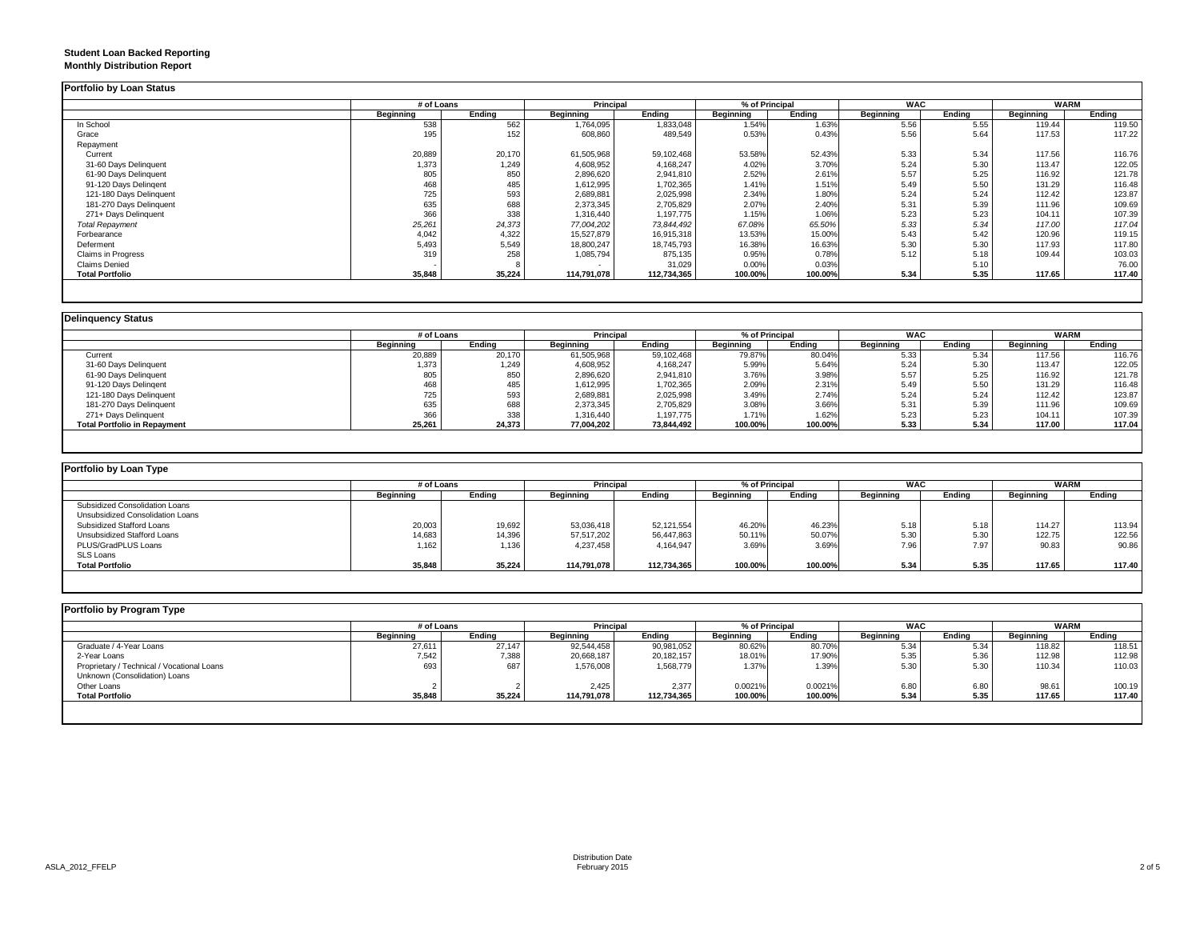**Student Loan Backed Reporting**
**Monthly Distribution Report**

**Portfolio by Loan Status**

| | # of Loans | | Principal | | % of Principal | | WAC | | WARM | |
|---|---|---|---|---|---|---|---|---|---|---|
| | Beginning | Ending | Beginning | Ending | Beginning | Ending | Beginning | Ending | Beginning | Ending |
| In School | 538 | 562 | 1,764,095 | 1,833,048 | 1.54% | 1.63% | 5.56 | 5.55 | 119.44 | 119.50 |
| Grace | 195 | 152 | 608,860 | 489,549 | 0.53% | 0.43% | 5.56 | 5.64 | 117.53 | 117.22 |
| Repayment | | | | | | | | | | |
| Current | 20,889 | 20,170 | 61,505,968 | 59,102,468 | 53.58% | 52.43% | 5.33 | 5.34 | 117.56 | 116.76 |
| 31-60 Days Delinquent | 1,373 | 1,249 | 4,608,952 | 4,168,247 | 4.02% | 3.70% | 5.24 | 5.30 | 113.47 | 122.05 |
| 61-90 Days Delinquent | 805 | 850 | 2,896,620 | 2,941,810 | 2.52% | 2.61% | 5.57 | 5.25 | 116.92 | 121.78 |
| 91-120 Days Delingent | 468 | 485 | 1,612,995 | 1,702,365 | 1.41% | 1.51% | 5.49 | 5.50 | 131.29 | 116.48 |
| 121-180 Days Delinquent | 725 | 593 | 2,689,881 | 2,025,998 | 2.34% | 1.80% | 5.24 | 5.24 | 112.42 | 123.87 |
| 181-270 Days Delinquent | 635 | 688 | 2,373,345 | 2,705,829 | 2.07% | 2.40% | 5.31 | 5.39 | 111.96 | 109.69 |
| 271+ Days Delinquent | 366 | 338 | 1,316,440 | 1,197,775 | 1.15% | 1.06% | 5.23 | 5.23 | 104.11 | 107.39 |
| *Total Repayment* | *25,261* | *24,373* | *77,004,202* | *73,844,492* | *67.08%* | *65.50%* | *5.33* | *5.34* | *117.00* | *117.04* |
| Forbearance | 4,042 | 4,322 | 15,527,879 | 16,915,318 | 13.53% | 15.00% | 5.43 | 5.42 | 120.96 | 119.15 |
| Deferment | 5,493 | 5,549 | 18,800,247 | 18,745,793 | 16.38% | 16.63% | 5.30 | 5.30 | 117.93 | 117.80 |
| Claims in Progress | 319 | 258 | 1,085,794 | 875,135 | 0.95% | 0.78% | 5.12 | 5.18 | 109.44 | 103.03 |
| Claims Denied | - | 8 | - | 31,029 | 0.00% | 0.03% | | 5.10 | | 76.00 |
| **Total Portfolio** | **35,848** | **35,224** | **114,791,078** | **112,734,365** | **100.00%** | **100.00%** | **5.34** | **5.35** | **117.65** | **117.40** |

**Delinquency Status**

| | # of Loans | | Principal | | % of Principal | | WAC | | WARM | |
|---|---|---|---|---|---|---|---|---|---|---|
| | Beginning | Ending | Beginning | Ending | Beginning | Ending | Beginning | Ending | Beginning | Ending |
| Current | 20,889 | 20,170 | 61,505,968 | 59,102,468 | 79.87% | 80.04% | 5.33 | 5.34 | 117.56 | 116.76 |
| 31-60 Days Delinquent | 1,373 | 1,249 | 4,608,952 | 4,168,247 | 5.99% | 5.64% | 5.24 | 5.30 | 113.47 | 122.05 |
| 61-90 Days Delinquent | 805 | 850 | 2,896,620 | 2,941,810 | 3.76% | 3.98% | 5.57 | 5.25 | 116.92 | 121.78 |
| 91-120 Days Delingent | 468 | 485 | 1,612,995 | 1,702,365 | 2.09% | 2.31% | 5.49 | 5.50 | 131.29 | 116.48 |
| 121-180 Days Delinquent | 725 | 593 | 2,689,881 | 2,025,998 | 3.49% | 2.74% | 5.24 | 5.24 | 112.42 | 123.87 |
| 181-270 Days Delinquent | 635 | 688 | 2,373,345 | 2,705,829 | 3.08% | 3.66% | 5.31 | 5.39 | 111.96 | 109.69 |
| 271+ Days Delinquent | 366 | 338 | 1,316,440 | 1,197,775 | 1.71% | 1.62% | 5.23 | 5.23 | 104.11 | 107.39 |
| **Total Portfolio in Repayment** | **25,261** | **24,373** | **77,004,202** | **73,844,492** | **100.00%** | **100.00%** | **5.33** | **5.34** | **117.00** | **117.04** |

**Portfolio by Loan Type**

| | # of Loans | | Principal | | % of Principal | | WAC | | WARM | |
|---|---|---|---|---|---|---|---|---|---|---|
| | Beginning | Ending | Beginning | Ending | Beginning | Ending | Beginning | Ending | Beginning | Ending |
| Subsidized Consolidation Loans | | | | | | | | | | |
| Unsubsidized Consolidation Loans | | | | | | | | | | |
| Subsidized Stafford Loans | 20,003 | 19,692 | 53,036,418 | 52,121,554 | 46.20% | 46.23% | 5.18 | 5.18 | 114.27 | 113.94 |
| Unsubsidized Stafford Loans | 14,683 | 14,396 | 57,517,202 | 56,447,863 | 50.11% | 50.07% | 5.30 | 5.30 | 122.75 | 122.56 |
| PLUS/GradPLUS Loans | 1,162 | 1,136 | 4,237,458 | 4,164,947 | 3.69% | 3.69% | 7.96 | 7.97 | 90.83 | 90.86 |
| SLS Loans | | | | | | | | | | |
| **Total Portfolio** | **35,848** | **35,224** | **114,791,078** | **112,734,365** | **100.00%** | **100.00%** | **5.34** | **5.35** | **117.65** | **117.40** |

**Portfolio by Program Type**

| | # of Loans | | Principal | | % of Principal | | WAC | | WARM | |
|---|---|---|---|---|---|---|---|---|---|---|
| | Beginning | Ending | Beginning | Ending | Beginning | Ending | Beginning | Ending | Beginning | Ending |
| Graduate / 4-Year Loans | 27,611 | 27,147 | 92,544,458 | 90,981,052 | 80.62% | 80.70% | 5.34 | 5.34 | 118.82 | 118.51 |
| 2-Year Loans | 7,542 | 7,388 | 20,668,187 | 20,182,157 | 18.01% | 17.90% | 5.35 | 5.36 | 112.98 | 112.98 |
| Proprietary / Technical / Vocational Loans | 693 | 687 | 1,576,008 | 1,568,779 | 1.37% | 1.39% | 5.30 | 5.30 | 110.34 | 110.03 |
| Unknown (Consolidation) Loans | | | | | | | | | | |
| Other Loans | 2 | 2 | 2,425 | 2,377 | 0.0021% | 0.0021% | 6.80 | 6.80 | 98.61 | 100.19 |
| **Total Portfolio** | **35,848** | **35,224** | **114,791,078** | **112,734,365** | **100.00%** | **100.00%** | **5.34** | **5.35** | **117.65** | **117.40** |

Distribution Date
February 2015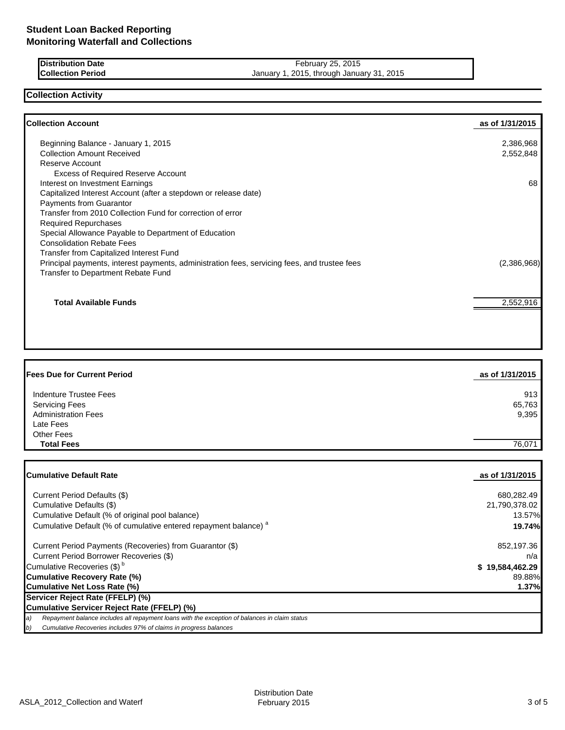# Student Loan Backed Reporting
## Monitoring Waterfall and Collections

| | |
|---|---|
| **Distribution Date** | February 25, 2015 |
| **Collection Period** | January 1, 2015, through January 31, 2015 |

## Collection Activity

| **Collection Account** | **as of 1/31/2015** |
|---|---:|
| Beginning Balance - January 1, 2015 | 2,386,968 |
| Collection Amount Received | 2,552,848 |
| Reserve Account | |
| Excess of Required Reserve Account | |
| Interest on Investment Earnings | 68 |
| Capitalized Interest Account (after a stepdown or release date) | |
| Payments from Guarantor | |
| Transfer from 2010 Collection Fund for correction of error | |
| Required Repurchases | |
| Special Allowance Payable to Department of Education | |
| Consolidation Rebate Fees | |
| Transfer from Capitalized Interest Fund | |
| Principal payments, interest payments, administration fees, servicing fees, and trustee fees | (2,386,968) |
| Transfer to Department Rebate Fund | |
| **Total Available Funds** | 2,552,916 |

| **Fees Due for Current Period** | **as of 1/31/2015** |
|---|---:|
| Indenture Trustee Fees | 913 |
| Servicing Fees | 65,763 |
| Administration Fees | 9,395 |
| Late Fees | |
| Other Fees | |
| **Total Fees** | 76,071 |

| **Cumulative Default Rate** | **as of 1/31/2015** |
|---|---:|
| Current Period Defaults ($) | 680,282.49 |
| Cumulative Defaults ($) | 21,790,378.02 |
| Cumulative Default (% of original pool balance) | 13.57% |
| Cumulative Default (% of cumulative entered repayment balance) [a] | **19.74%** |
| Current Period Payments (Recoveries) from Guarantor ($) | 852,197.36 |
| Current Period Borrower Recoveries ($) | n/a |
| Cumulative Recoveries ($) [b] | **$ 19,584,462.29** |
| **Cumulative Recovery Rate (%)** | 89.88% |
| **Cumulative Net Loss Rate (%)** | **1.37%** |
| **Servicer Reject Rate (FFELP) (%)** | |
| **Cumulative Servicer Reject Rate (FFELP) (%)** | |

*a) Repayment balance includes all repayment loans with the exception of balances in claim status*

*b) Cumulative Recoveries includes 97% of claims in progress balances*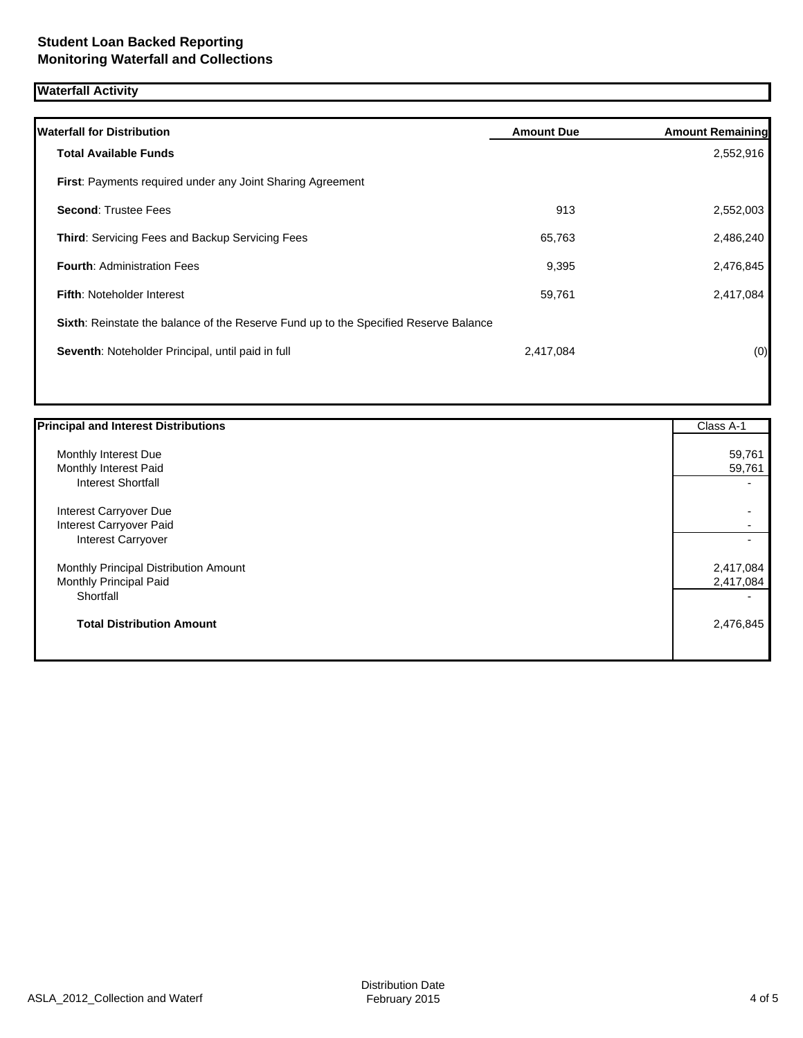**Student Loan Backed Reporting**
**Monitoring Waterfall and Collections**

## Waterfall Activity

| Waterfall for Distribution | Amount Due | Amount Remaining |
|---|---|---|
| **Total Available Funds** | | 2,552,916 |
| **First**: Payments required under any Joint Sharing Agreement | | |
| **Second**: Trustee Fees | 913 | 2,552,003 |
| **Third**: Servicing Fees and Backup Servicing Fees | 65,763 | 2,486,240 |
| **Fourth**: Administration Fees | 9,395 | 2,476,845 |
| **Fifth**: Noteholder Interest | 59,761 | 2,417,084 |
| **Sixth**: Reinstate the balance of the Reserve Fund up to the Specified Reserve Balance | | |
| **Seventh**: Noteholder Principal, until paid in full | 2,417,084 | (0) |

| Principal and Interest Distributions | Class A-1 |
|---|---|
| Monthly Interest Due | 59,761 |
| Monthly Interest Paid | 59,761 |
| Interest Shortfall | - |
| Interest Carryover Due | - |
| Interest Carryover Paid | - |
| Interest Carryover | - |
| Monthly Principal Distribution Amount | 2,417,084 |
| Monthly Principal Paid | 2,417,084 |
| Shortfall | - |
| **Total Distribution Amount** | 2,476,845 |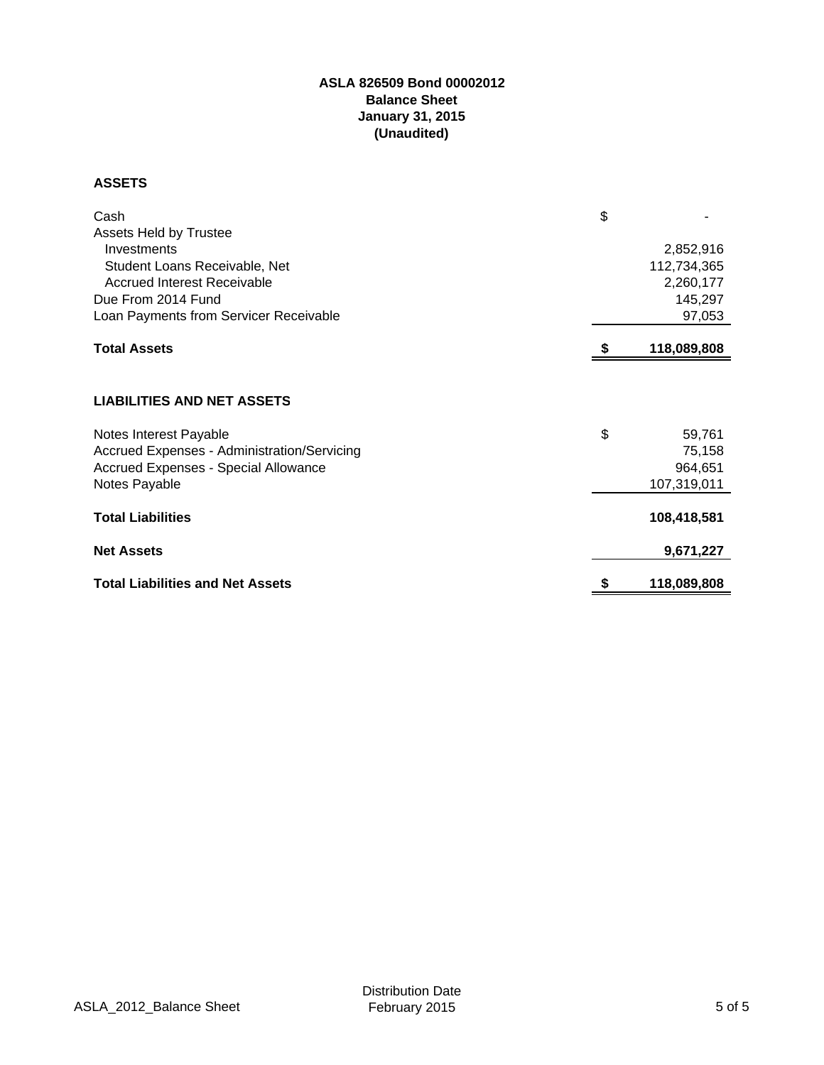**ASLA 826509 Bond 00002012**
**Balance Sheet**
**January 31, 2015**
**(Unaudited)**

**ASSETS**

| | | |
|---|---|---|
| Cash | $ | - |
| Assets Held by Trustee | | |
| Investments | | 2,852,916 |
| Student Loans Receivable, Net | | 112,734,365 |
| Accrued Interest Receivable | | 2,260,177 |
| Due From 2014 Fund | | 145,297 |
| Loan Payments from Servicer Receivable | | 97,053 |
| **Total Assets** | **$** | **118,089,808** |

**LIABILITIES AND NET ASSETS**

| | | |
|---|---|---|
| Notes Interest Payable | $ | 59,761 |
| Accrued Expenses - Administration/Servicing | | 75,158 |
| Accrued Expenses - Special Allowance | | 964,651 |
| Notes Payable | | 107,319,011 |
| **Total Liabilities** | | **108,418,581** |
| **Net Assets** | | **9,671,227** |
| **Total Liabilities and Net Assets** | **$** | **118,089,808** |

ASLA_2012_Balance Sheet

Distribution Date
February 2015